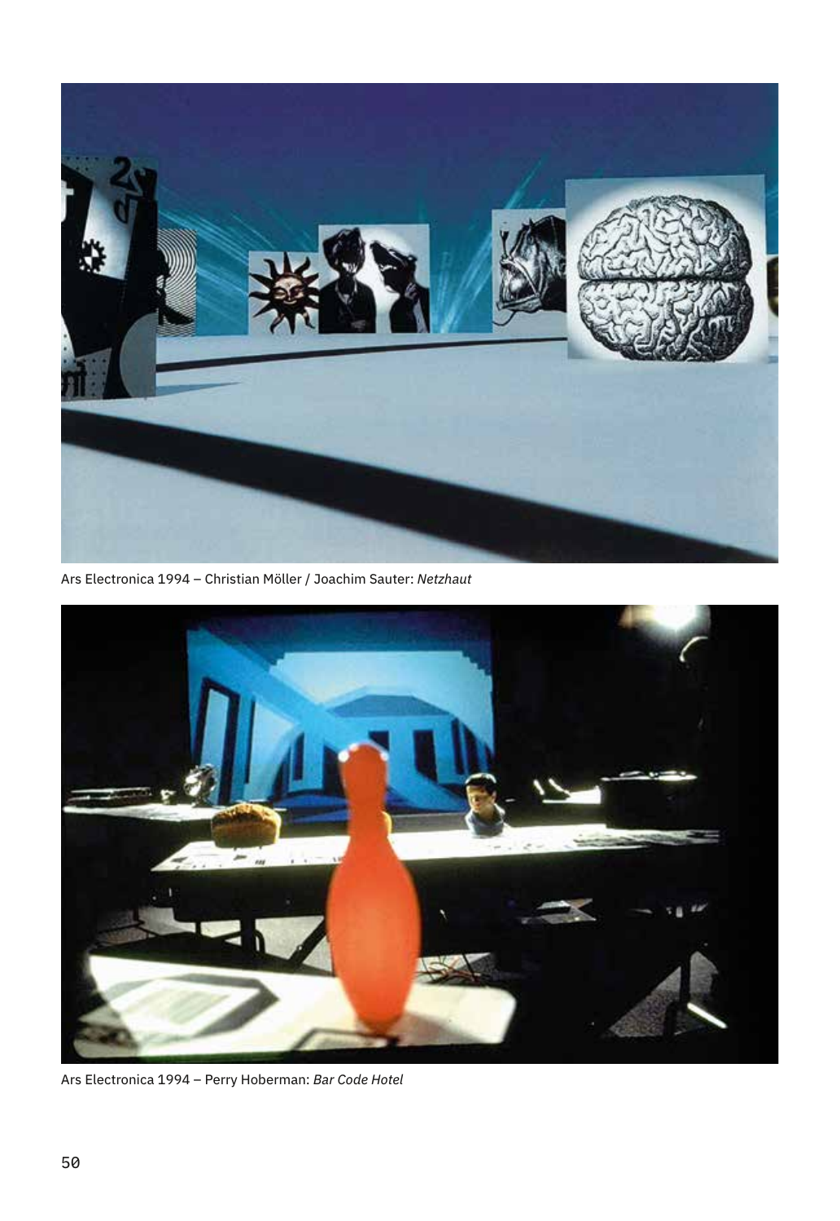Ars Electronica 1994 – Christian Möller / Joachim Sauter: *Netzhaut*

Ars Electronica 1994 – Perry Hoberman: *Bar Code Hotel*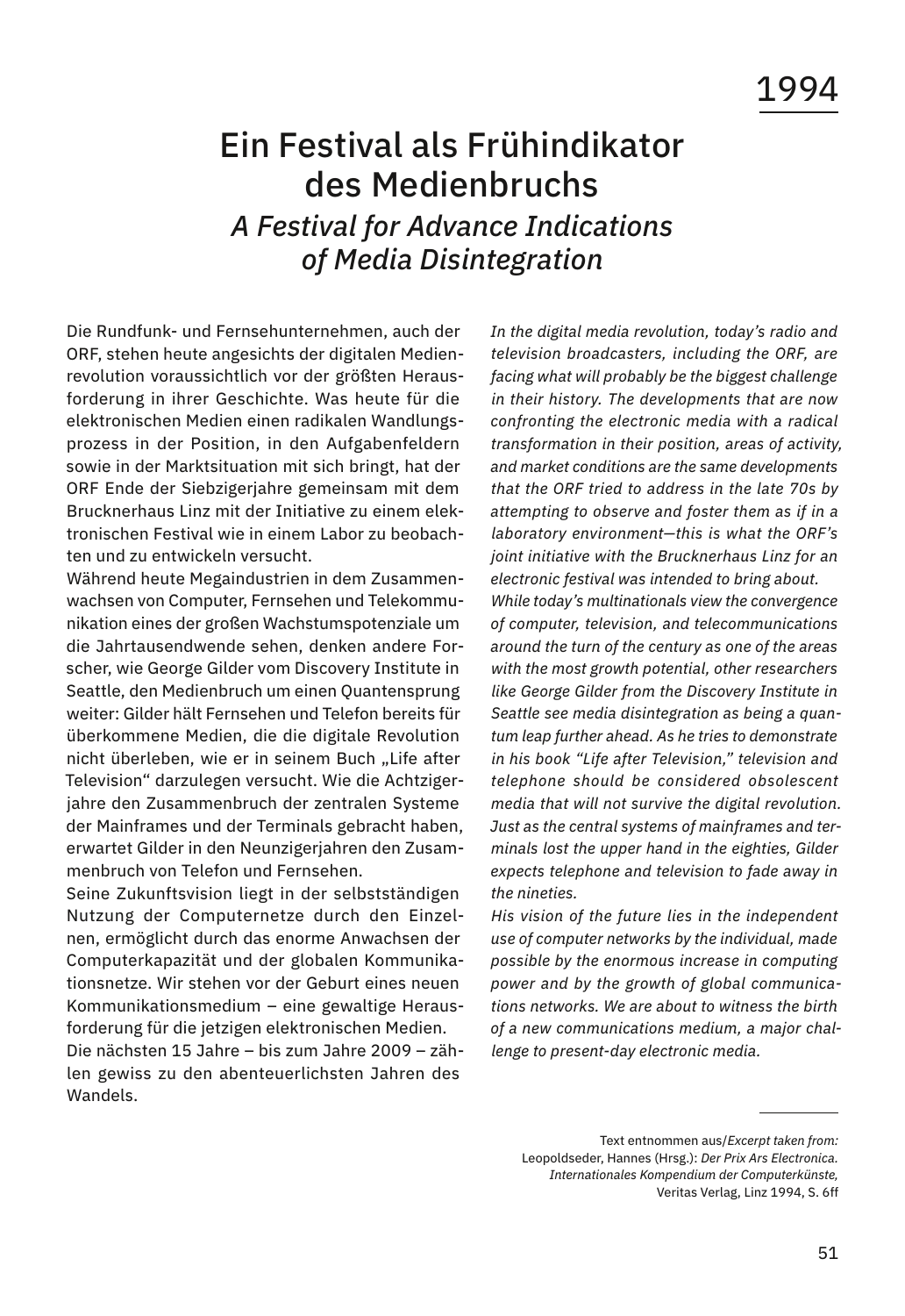1994

# Ein Festival als Frühindikator des Medienbruchs

## *A Festival for Advance Indications of Media Disintegration*

Die Rundfunk- und Fernsehunternehmen, auch der ORF, stehen heute angesichts der digitalen Medienrevolution voraussichtlich vor der größten Herausforderung in ihrer Geschichte. Was heute für die elektronischen Medien einen radikalen Wandlungsprozess in der Position, in den Aufgabenfeldern sowie in der Marktsituation mit sich bringt, hat der ORF Ende der Siebzigerjahre gemeinsam mit dem Brucknerhaus Linz mit der Initiative zu einem elektronischen Festival wie in einem Labor zu beobachten und zu entwickeln versucht.

Während heute Megaindustrien in dem Zusammenwachsen von Computer, Fernsehen und Telekommunikation eines der großen Wachstumspotenziale um die Jahrtausendwende sehen, denken andere Forscher, wie George Gilder vom Discovery Institute in Seattle, den Medienbruch um einen Quantensprung weiter: Gilder hält Fernsehen und Telefon bereits für überkommene Medien, die die digitale Revolution nicht überleben, wie er in seinem Buch „Life after Television" darzulegen versucht. Wie die Achtzigerjahre den Zusammenbruch der zentralen Systeme der Mainframes und der Terminals gebracht haben, erwartet Gilder in den Neunzigerjahren den Zusammenbruch von Telefon und Fernsehen.

Seine Zukunftsvision liegt in der selbstständigen Nutzung der Computernetze durch den Einzelnen, ermöglicht durch das enorme Anwachsen der Computerkapazität und der globalen Kommunikationsnetze. Wir stehen vor der Geburt eines neuen Kommunikationsmedium – eine gewaltige Herausforderung für die jetzigen elektronischen Medien.

Die nächsten 15 Jahre – bis zum Jahre 2009 – zählen gewiss zu den abenteuerlichsten Jahren des Wandels.

*In the digital media revolution, today's radio and television broadcasters, including the ORF, are facing what will probably be the biggest challenge in their history. The developments that are now confronting the electronic media with a radical transformation in their position, areas of activity, and market conditions are the same developments that the ORF tried to address in the late 70s by attempting to observe and foster them as if in a laboratory environment—this is what the ORF's joint initiative with the Brucknerhaus Linz for an electronic festival was intended to bring about.*

*While today's multinationals view the convergence of computer, television, and telecommunications around the turn of the century as one of the areas with the most growth potential, other researchers like George Gilder from the Discovery Institute in Seattle see media disintegration as being a quantum leap further ahead. As he tries to demonstrate in his book "Life after Television," television and telephone should be considered obsolescent media that will not survive the digital revolution. Just as the central systems of mainframes and terminals lost the upper hand in the eighties, Gilder expects telephone and television to fade away in the nineties.*

*His vision of the future lies in the independent use of computer networks by the individual, made possible by the enormous increase in computing power and by the growth of global communications networks. We are about to witness the birth of a new communications medium, a major challenge to present-day electronic media.*

---

Text entnommen aus/*Excerpt taken from:*
Leopoldseder, Hannes (Hrsg.): *Der Prix Ars Electronica. Internationales Kompendium der Computerkünste,* Veritas Verlag, Linz 1994, S. 6ff